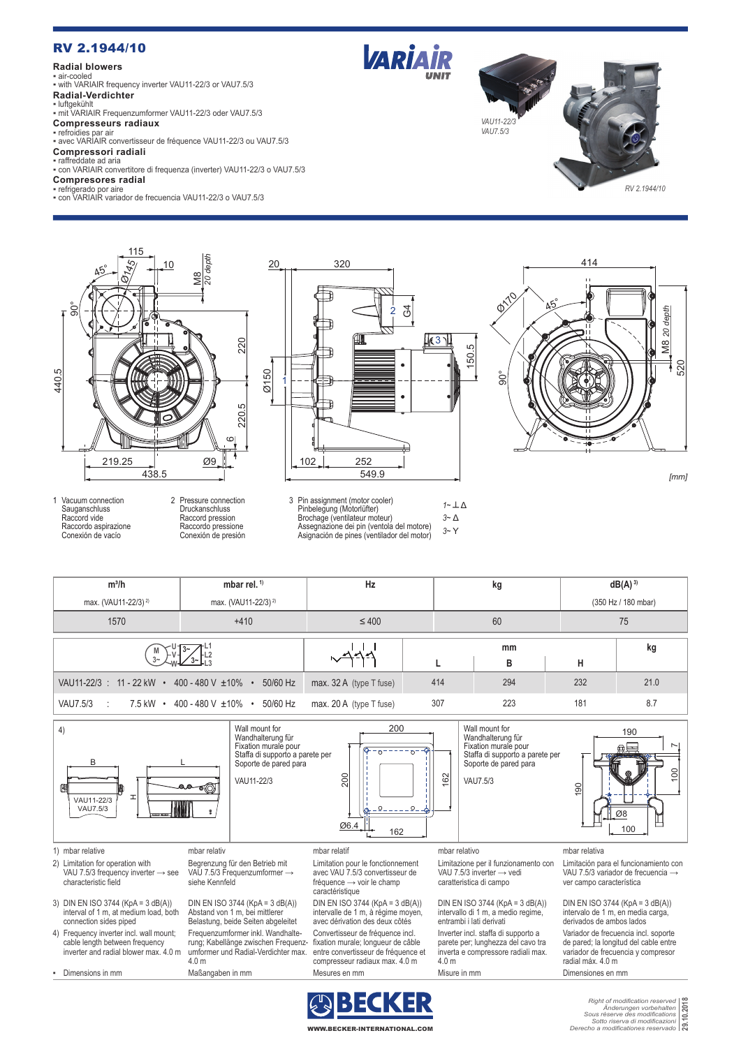# RV 2.1944/10

### Radial blowers
- air-cooled
- with VARIAIR frequency inverter VAU11-22/3 or VAU7.5/3

### Radial-Verdichter
- luftgekühlt
- mit VARIAIR Frequenzumformer VAU11-22/3 oder VAU7.5/3

### Compresseurs radiaux
- refroidies par air
- avec VARIAIR convertisseur de fréquence VAU11-22/3 ou VAU7.5/3

### Compressori radiali
- raffreddate ad aria
- con VARIAIR convertitore di frequenza (inverter) VAU11-22/3 o VAU7.5/3

### Compresores radial
- refrigerado por aire
- con VARIAIR variador de frecuencia VAU11-22/3 o VAU7.5/3

VAU11-22/3
VAU7.5/3

RV 2.1944/10

[mm]

1. Vacuum connection
   Sauganschluss
   Raccord vide
   Raccordo aspirazione
   Conexión de vacío

2. Pressure connection
   Druckanschluss
   Raccord pression
   Raccordo pressione
   Conexión de presión

3. Pin assignment (motor cooler)
   Pinbelegung (Motorlüfter)
   Brochage (ventilateur moteur)
   Assegnazione dei pin (ventola del motore)
   Asignación de pines (ventilador del motor)

   1~ ⊥ Δ
   3~ Δ
   3~ Y

| m³/h | mbar rel. 1) | Hz | kg | dB(A) 3) |
|---|---|---|---|---|
| max. (VAU11-22/3) 2) | max. (VAU11-22/3) 2) | | | (350 Hz / 180 mbar) |
| 1570 | +410 | ≤ 400 | 60 | 75 |

| M 3~ / U V W / 3~ 3~ / L1 L2 L3 | | L (mm) | B (mm) | H (mm) | kg |
|---|---|---|---|---|---|
| VAU11-22/3 : 11 - 22 kW • 400 - 480 V ±10% • 50/60 Hz | max. 32 A (type T fuse) | 414 | 294 | 232 | 21.0 |
| VAU7.5/3 : 7.5 kW • 400 - 480 V ±10% • 50/60 Hz | max. 20 A (type T fuse) | 307 | 223 | 181 | 8.7 |

4)

Wall mount for
Wandhalterung für
Fixation murale pour
Staffa di supporto a parete per
Soporte de pared para

VAU11-22/3

Wall mount for
Wandhalterung für
Fixation murale pour
Staffa di supporto a parete per
Soporte de pared para

VAU7.5/3

| | | | | |
|---|---|---|---|---|
| 1) mbar relative | mbar relativ | mbar relatif | mbar relativo | mbar relativa |
| 2) Limitation for operation with VAU 7.5/3 frequency inverter → see characteristic field | Begrenzung für den Betrieb mit VAU 7.5/3 Frequenzumformer → siehe Kennfeld | Limitation pour le fonctionnement avec VAU 7.5/3 convertisseur de fréquence → voir le champ caractéristique | Limitazione per il funzionamento con VAU 7.5/3 inverter → vedi caratteristica di campo | Limitación para el funcionamiento con VAU 7.5/3 variador de frecuencia → ver campo característica |
| 3) DIN EN ISO 3744 (KpA = 3 dB(A)) interval of 1 m, at medium load, both connection sides piped | DIN EN ISO 3744 (KpA = 3 dB(A)) Abstand von 1 m, bei mittlerer Belastung, beide Seiten abgeleitet | DIN EN ISO 3744 (KpA = 3 dB(A)) intervalle de 1 m, à régime moyen, avec dérivation des deux côtés | DIN EN ISO 3744 (KpA = 3 dB(A)) intervallo di 1 m, a medio regime, entrambi i lati derivati | DIN EN ISO 3744 (KpA = 3 dB(A)) intervalo de 1 m, en media carga, derivados de ambos lados |
| 4) Frequency inverter incl. wall mount; cable length between frequency inverter and radial blower max. 4.0 m | Frequenzumformer inkl. Wandhalterung; Kabellänge zwischen Frequenzumformer und Radial-Verdichter max. 4.0 m | Convertisseur de fréquence incl. fixation murale; longueur de câble entre convertisseur de fréquence et compresseur radiaux max. 4.0 m | Inverter incl. staffa di supporto a parete per; lunghezza del cavo tra inverta e compressore radiali max. 4.0 m | Variador de frecuencia incl. soporte de pared; la longitud del cable entre variador de frecuencia y compresor radial máx. 4.0 m |
| • Dimensions in mm | Maßangaben in mm | Mesures en mm | Misure in mm | Dimensiones en mm |

BECKER
WWW.BECKER-INTERNATIONAL.COM

Right of modification reserved
Änderungen vorbehalten
Sous réserve des modifications
Sotto riserva di modificazioni
Derecho a modificationes reservado
29.10.2018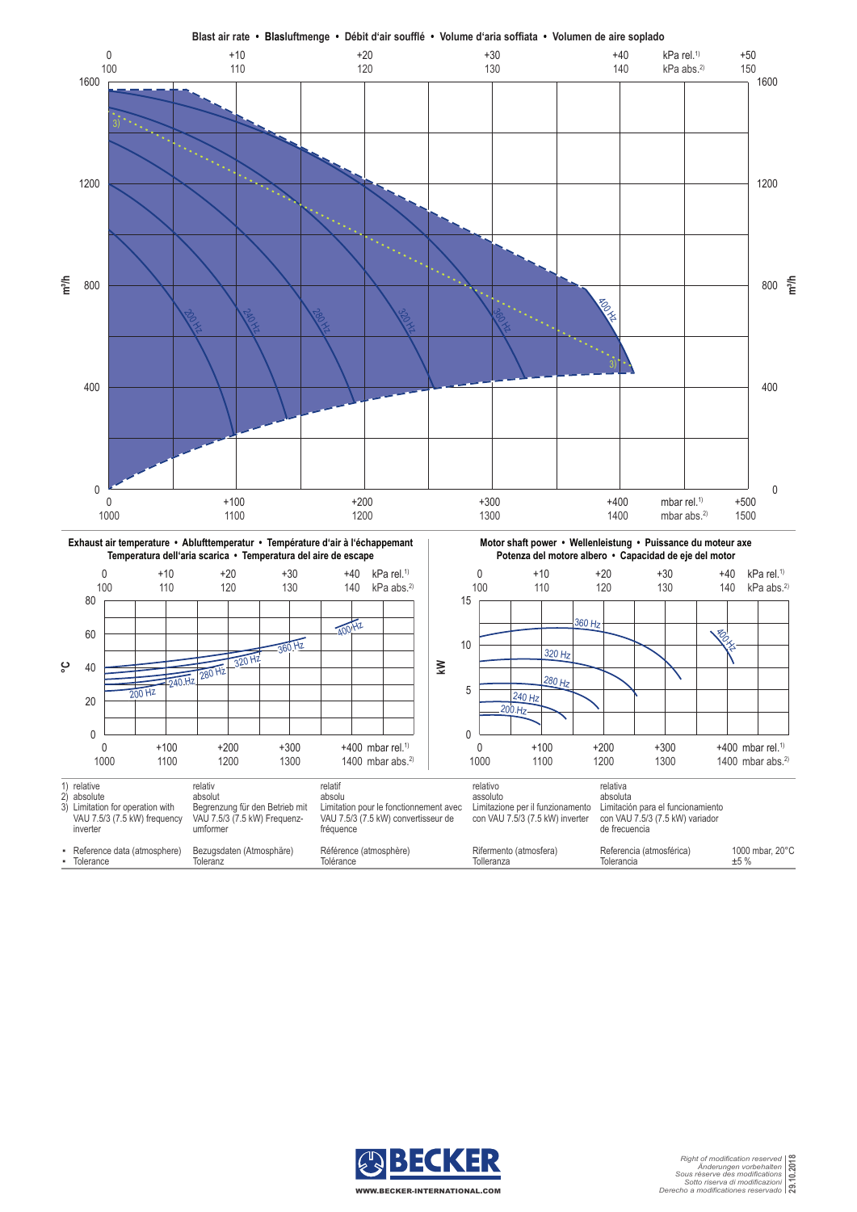**Blast air rate • Blasluftmenge • Débit d'air soufflé • Volume d'aria soffiata • Volumen de aire soplado**

0 +10 +20 +30 +40 kPa rel.[1] +50

100 110 120 130 140 kPa abs.[2] 150

m³/h

1600 1200 800 400 0

200 Hz 240 Hz 280 Hz 320 Hz 360 Hz 400 Hz

3)

0 +100 +200 +300 +400 mbar rel.[1] +500

1000 1100 1200 1300 1400 mbar abs.[2] 1500

**Exhaust air temperature • Ablufttemperatur • Température d'air à l'échappemant**
**Temperatura dell'aria scarica • Temperatura del aire de escape**

0 +10 +20 +30 +40 kPa rel.[1]

100 110 120 130 140 kPa abs.[2]

°C

80 60 40 20 0

200 Hz 240 Hz 280 Hz 320 Hz 360 Hz 400 Hz

0 +100 +200 +300 +400 mbar rel.[1]

1000 1100 1200 1300 1400 mbar abs.[2]

**Motor shaft power • Wellenleistung • Puissance du moteur axe**
**Potenza del motore albero • Capacidad de eje del motor**

0 +10 +20 +30 +40 kPa rel.[1]

100 110 120 130 140 kPa abs.[2]

kW

15 10 5 0

200 Hz 240 Hz 280 Hz 320 Hz 360 Hz 400 Hz

0 +100 +200 +300 +400 mbar rel.[1]

1000 1100 1200 1300 1400 mbar abs.[2]

| | | | | | |
|---|---|---|---|---|---|
| 1) relative | relativ | relatif | relativo | relativa | |
| 2) absolute | absolut | absolu | assoluto | absoluta | |
| 3) Limitation for operation with VAU 7.5/3 (7.5 kW) frequency inverter | Begrenzung für den Betrieb mit VAU 7.5/3 (7.5 kW) Frequenzumformer | Limitation pour le fonctionnement avec VAU 7.5/3 (7.5 kW) convertisseur de fréquence | Limitazione per il funzionamento con VAU 7.5/3 (7.5 kW) inverter | Limitación para el funcionamiento con VAU 7.5/3 (7.5 kW) variador de frecuencia | |
| ▪ Reference data (atmosphere) | Bezugsdaten (Atmosphäre) | Référence (atmosphère) | Rifermento (atmosfera) | Referencia (atmosférica) | 1000 mbar, 20°C |
| ▪ Tolerance | Toleranz | Tolérance | Tolleranza | Tolerancia | ±5 % |

BECKER

WWW.BECKER-INTERNATIONAL.COM

*Right of modification reserved*
*Änderungen vorbehalten*
*Sous réserve des modifications*
*Sotto riserva di modificazioni*
*Derecho a modificaciones reservado*

29.10.2018